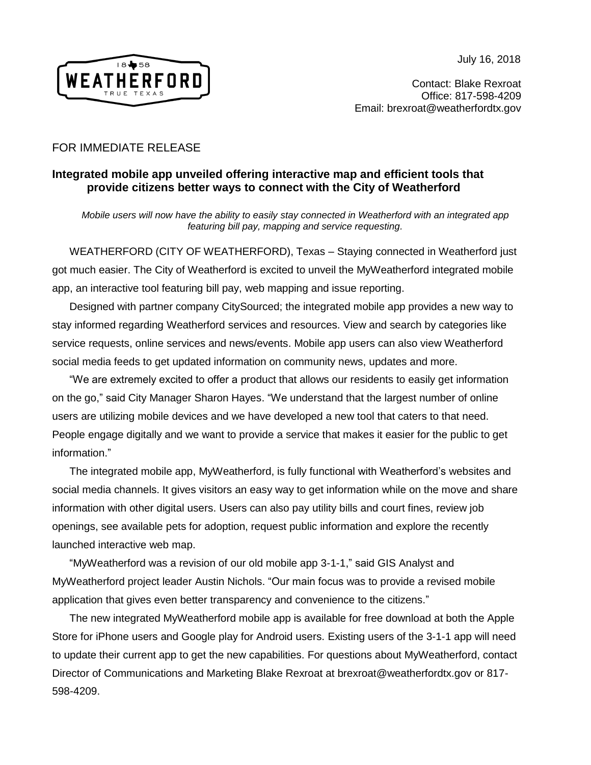1858 WEATHERFORD TRUE TEXAS

July 16, 2018

Contact: Blake Rexroat
Office: 817-598-4209
Email: brexroat@weatherfordtx.gov

FOR IMMEDIATE RELEASE

**Integrated mobile app unveiled offering interactive map and efficient tools that provide citizens better ways to connect with the City of Weatherford**

*Mobile users will now have the ability to easily stay connected in Weatherford with an integrated app featuring bill pay, mapping and service requesting.*

WEATHERFORD (CITY OF WEATHERFORD), Texas – Staying connected in Weatherford just got much easier. The City of Weatherford is excited to unveil the MyWeatherford integrated mobile app, an interactive tool featuring bill pay, web mapping and issue reporting.

Designed with partner company CitySourced; the integrated mobile app provides a new way to stay informed regarding Weatherford services and resources. View and search by categories like service requests, online services and news/events. Mobile app users can also view Weatherford social media feeds to get updated information on community news, updates and more.

"We are extremely excited to offer a product that allows our residents to easily get information on the go," said City Manager Sharon Hayes. "We understand that the largest number of online users are utilizing mobile devices and we have developed a new tool that caters to that need. People engage digitally and we want to provide a service that makes it easier for the public to get information."

The integrated mobile app, MyWeatherford, is fully functional with Weatherford's websites and social media channels. It gives visitors an easy way to get information while on the move and share information with other digital users. Users can also pay utility bills and court fines, review job openings, see available pets for adoption, request public information and explore the recently launched interactive web map.

"MyWeatherford was a revision of our old mobile app 3-1-1," said GIS Analyst and MyWeatherford project leader Austin Nichols. "Our main focus was to provide a revised mobile application that gives even better transparency and convenience to the citizens."

The new integrated MyWeatherford mobile app is available for free download at both the Apple Store for iPhone users and Google play for Android users. Existing users of the 3-1-1 app will need to update their current app to get the new capabilities. For questions about MyWeatherford, contact Director of Communications and Marketing Blake Rexroat at brexroat@weatherfordtx.gov or 817-598-4209.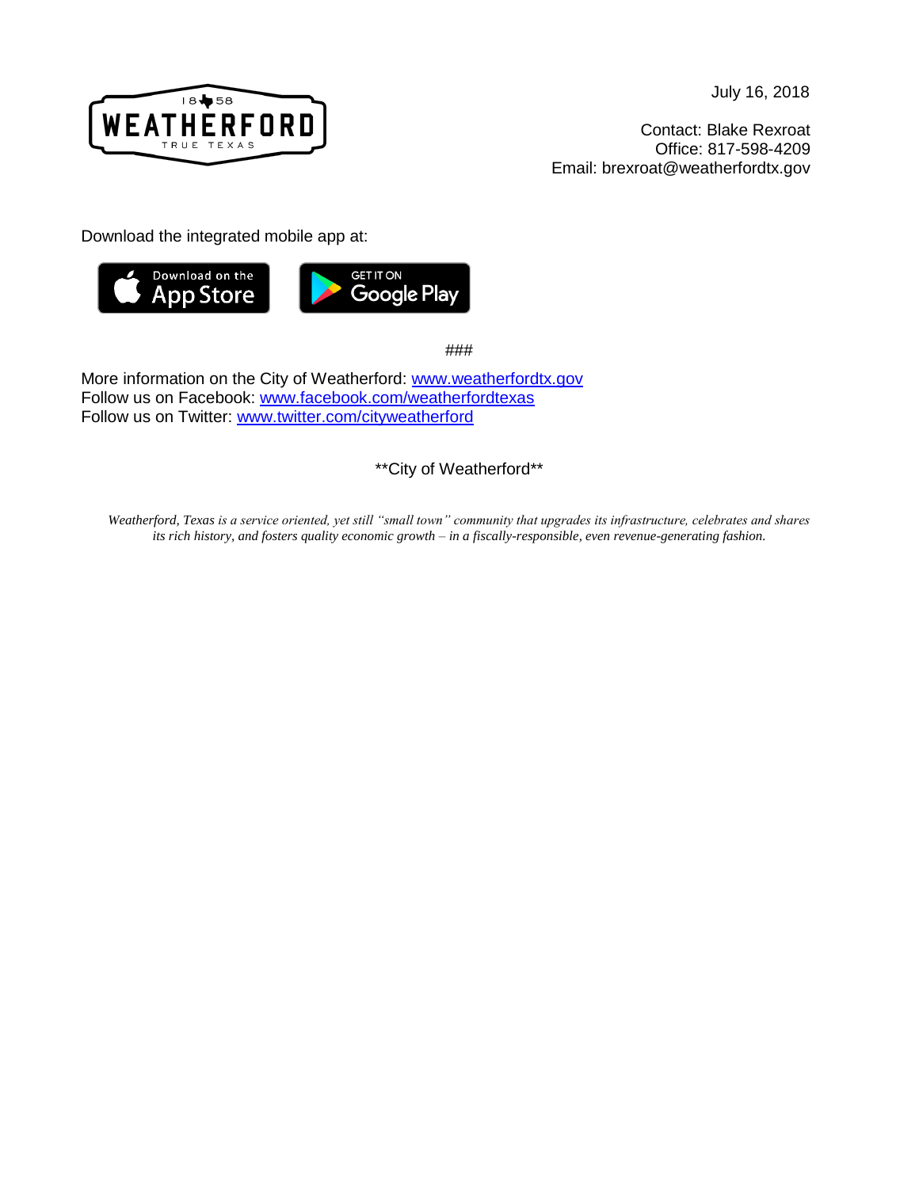July 16, 2018

Contact: Blake Rexroat
Office: 817-598-4209
Email: brexroat@weatherfordtx.gov

Download the integrated mobile app at:

###

More information on the City of Weatherford: [www.weatherfordtx.gov](http://www.weatherfordtx.gov)
Follow us on Facebook: [www.facebook.com/weatherfordtexas](http://www.facebook.com/weatherfordtexas)
Follow us on Twitter: [www.twitter.com/cityweatherford](http://www.twitter.com/cityweatherford)

**City of Weatherford**

*Weatherford, Texas is a service oriented, yet still "small town" community that upgrades its infrastructure, celebrates and shares its rich history, and fosters quality economic growth – in a fiscally-responsible, even revenue-generating fashion.*